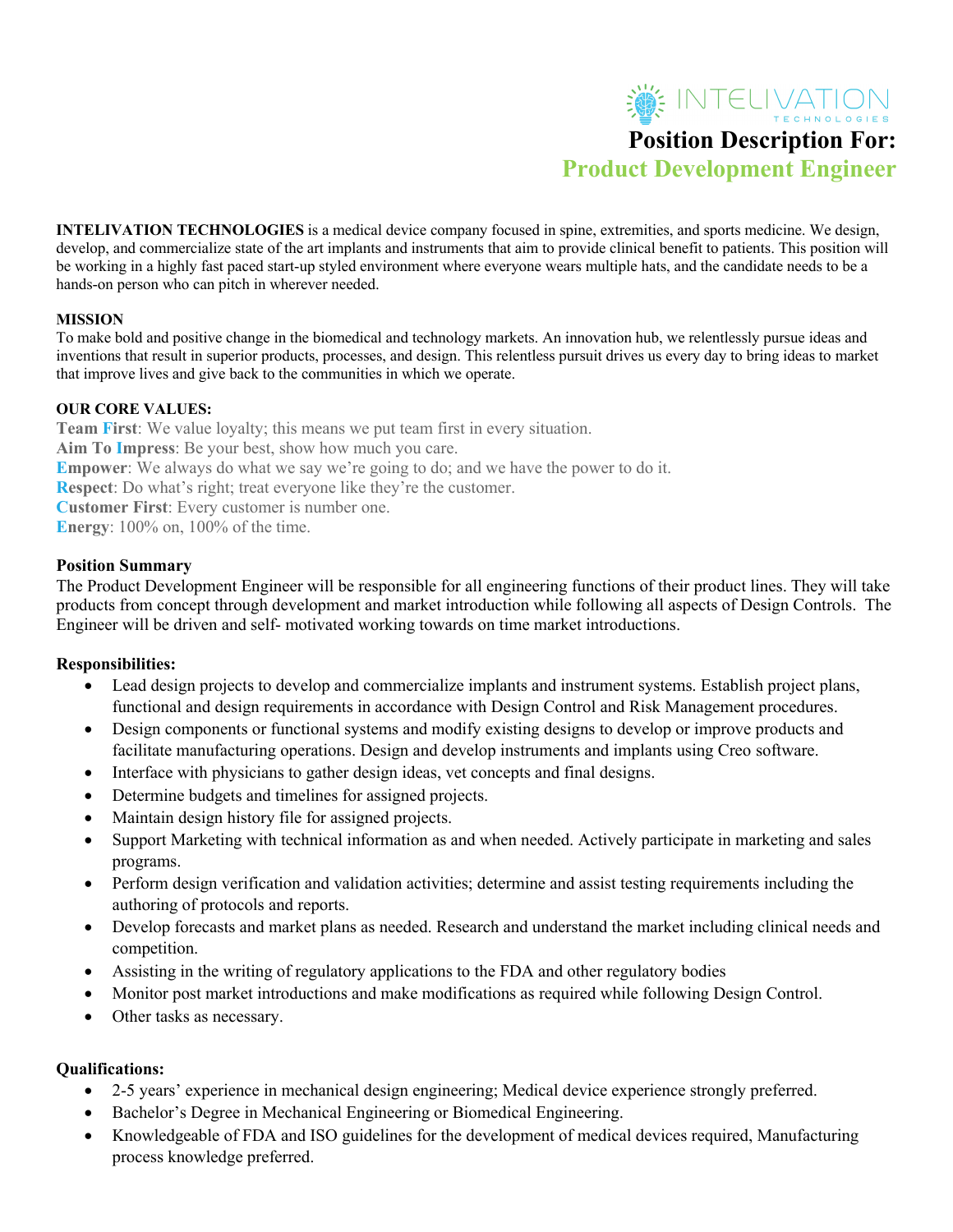INTELIVATION TECHNOLOGIES

# Position Description For:

## Product Development Engineer

**INTELIVATION TECHNOLOGIES** is a medical device company focused in spine, extremities, and sports medicine. We design, develop, and commercialize state of the art implants and instruments that aim to provide clinical benefit to patients. This position will be working in a highly fast paced start-up styled environment where everyone wears multiple hats, and the candidate needs to be a hands-on person who can pitch in wherever needed.

**MISSION**

To make bold and positive change in the biomedical and technology markets. An innovation hub, we relentlessly pursue ideas and inventions that result in superior products, processes, and design. This relentless pursuit drives us every day to bring ideas to market that improve lives and give back to the communities in which we operate.

**OUR CORE VALUES:**

**Team First**: We value loyalty; this means we put team first in every situation.
**Aim To Impress**: Be your best, show how much you care.
**Empower**: We always do what we say we're going to do; and we have the power to do it.
**Respect**: Do what's right; treat everyone like they're the customer.
**Customer First**: Every customer is number one.
**Energy**: 100% on, 100% of the time.

**Position Summary**

The Product Development Engineer will be responsible for all engineering functions of their product lines. They will take products from concept through development and market introduction while following all aspects of Design Controls. The Engineer will be driven and self- motivated working towards on time market introductions.

**Responsibilities:**

- Lead design projects to develop and commercialize implants and instrument systems. Establish project plans, functional and design requirements in accordance with Design Control and Risk Management procedures.
- Design components or functional systems and modify existing designs to develop or improve products and facilitate manufacturing operations. Design and develop instruments and implants using Creo software.
- Interface with physicians to gather design ideas, vet concepts and final designs.
- Determine budgets and timelines for assigned projects.
- Maintain design history file for assigned projects.
- Support Marketing with technical information as and when needed. Actively participate in marketing and sales programs.
- Perform design verification and validation activities; determine and assist testing requirements including the authoring of protocols and reports.
- Develop forecasts and market plans as needed. Research and understand the market including clinical needs and competition.
- Assisting in the writing of regulatory applications to the FDA and other regulatory bodies
- Monitor post market introductions and make modifications as required while following Design Control.
- Other tasks as necessary.

**Qualifications:**

- 2-5 years' experience in mechanical design engineering; Medical device experience strongly preferred.
- Bachelor's Degree in Mechanical Engineering or Biomedical Engineering.
- Knowledgeable of FDA and ISO guidelines for the development of medical devices required, Manufacturing process knowledge preferred.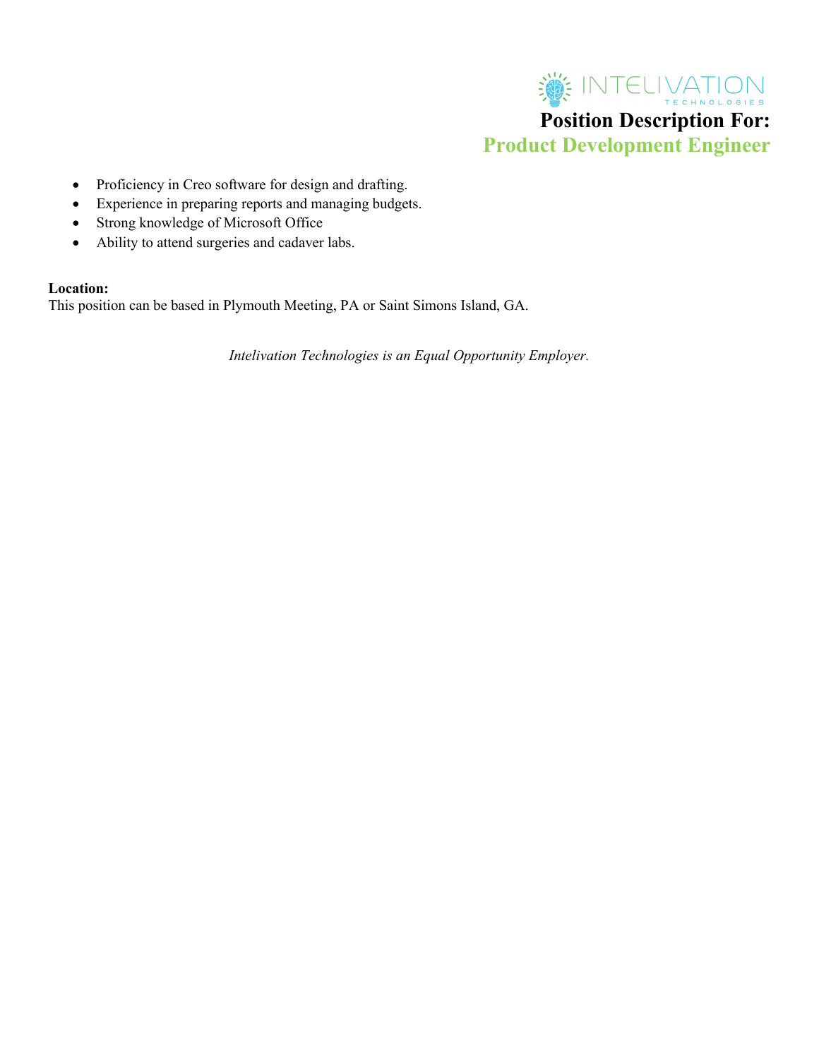**Position Description For:**
**Product Development Engineer**

- Proficiency in Creo software for design and drafting.
- Experience in preparing reports and managing budgets.
- Strong knowledge of Microsoft Office
- Ability to attend surgeries and cadaver labs.

**Location:**
This position can be based in Plymouth Meeting, PA or Saint Simons Island, GA.

*Intelivation Technologies is an Equal Opportunity Employer.*